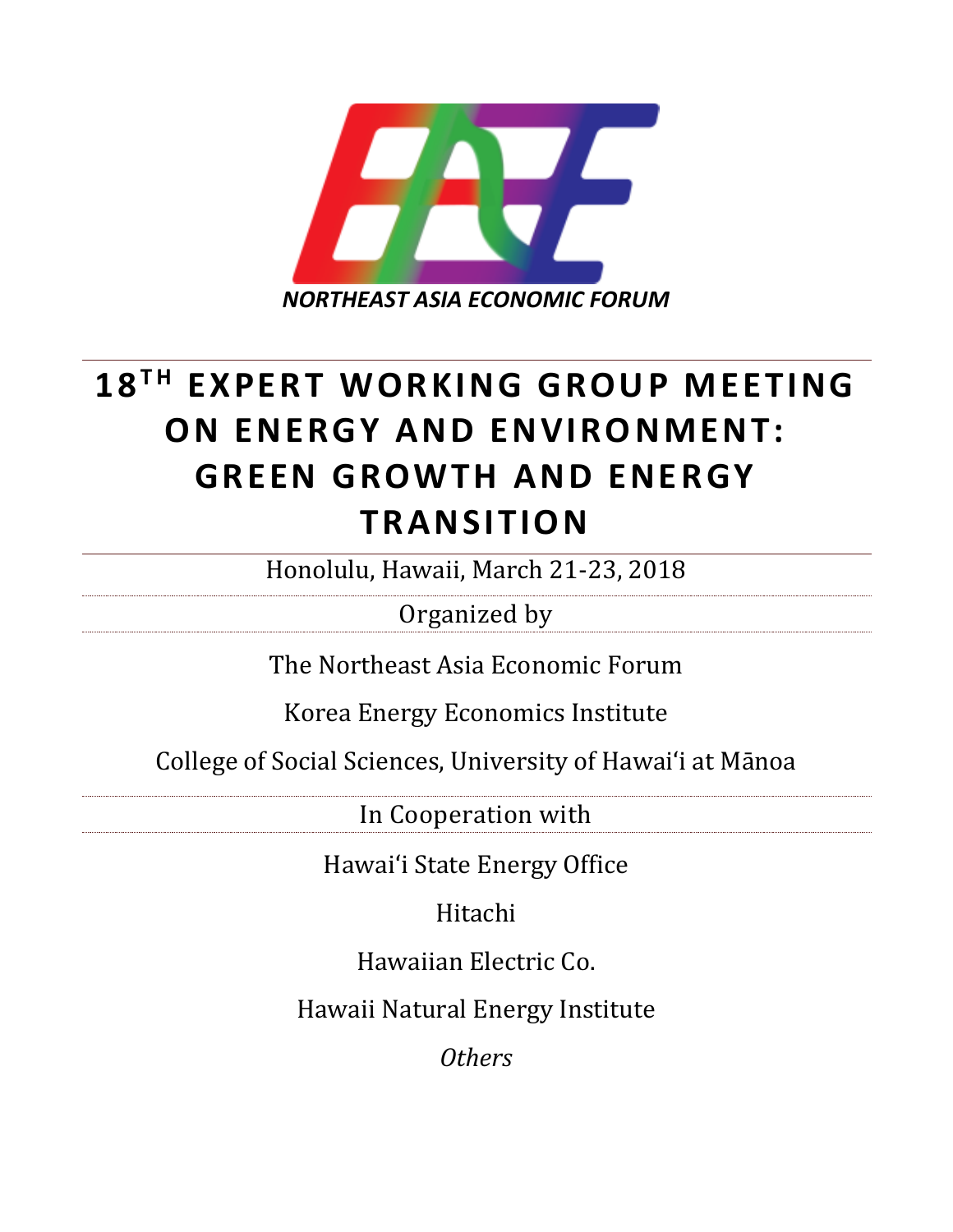*NORTHEAST ASIA ECONOMIC FORUM*

# 18TH EXPERT WORKING GROUP MEETING ON ENERGY AND ENVIRONMENT: GREEN GROWTH AND ENERGY TRANSITION

Honolulu, Hawaii, March 21-23, 2018

Organized by

The Northeast Asia Economic Forum

Korea Energy Economics Institute

College of Social Sciences, University of Hawaiʻi at Mānoa

In Cooperation with

Hawaiʻi State Energy Office

Hitachi

Hawaiian Electric Co.

Hawaii Natural Energy Institute

*Others*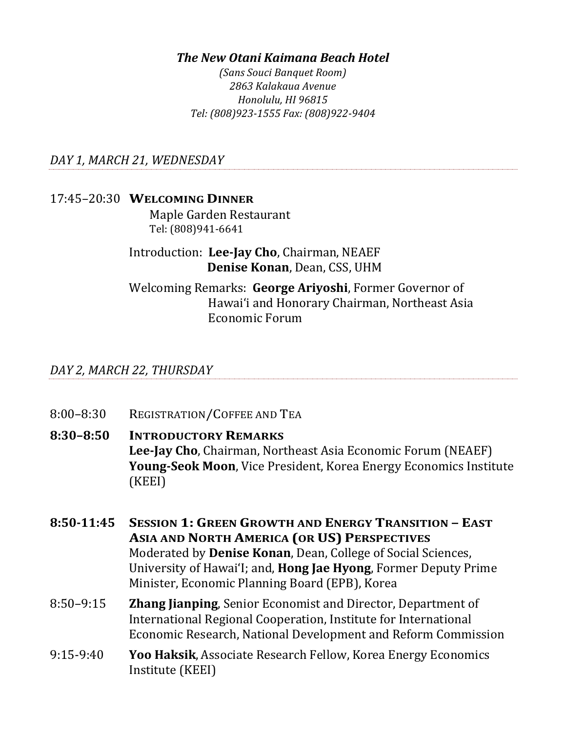***The New Otani Kaimana Beach Hotel***

*(Sans Souci Banquet Room)*
*2863 Kalakaua Avenue*
*Honolulu, HI 96815*
*Tel: (808)923-1555 Fax: (808)922-9404*

*DAY 1, MARCH 21, WEDNESDAY*

17:45–20:30 **WELCOMING DINNER**
Maple Garden Restaurant
Tel: (808)941-6641

Introduction: **Lee-Jay Cho**, Chairman, NEAEF
**Denise Konan**, Dean, CSS, UHM

Welcoming Remarks: **George Ariyoshi**, Former Governor of Hawai'i and Honorary Chairman, Northeast Asia Economic Forum

*DAY 2, MARCH 22, THURSDAY*

8:00–8:30 REGISTRATION/COFFEE AND TEA

**8:30–8:50 INTRODUCTORY REMARKS**
**Lee-Jay Cho**, Chairman, Northeast Asia Economic Forum (NEAEF)
**Young-Seok Moon**, Vice President, Korea Energy Economics Institute (KEEI)

**8:50-11:45 SESSION 1: GREEN GROWTH AND ENERGY TRANSITION – EAST ASIA AND NORTH AMERICA (OR US) PERSPECTIVES**
Moderated by **Denise Konan**, Dean, College of Social Sciences, University of Hawai'I; and, **Hong Jae Hyong**, Former Deputy Prime Minister, Economic Planning Board (EPB), Korea

8:50–9:15 **Zhang Jianping**, Senior Economist and Director, Department of International Regional Cooperation, Institute for International Economic Research, National Development and Reform Commission

9:15-9:40 **Yoo Haksik**, Associate Research Fellow, Korea Energy Economics Institute (KEEI)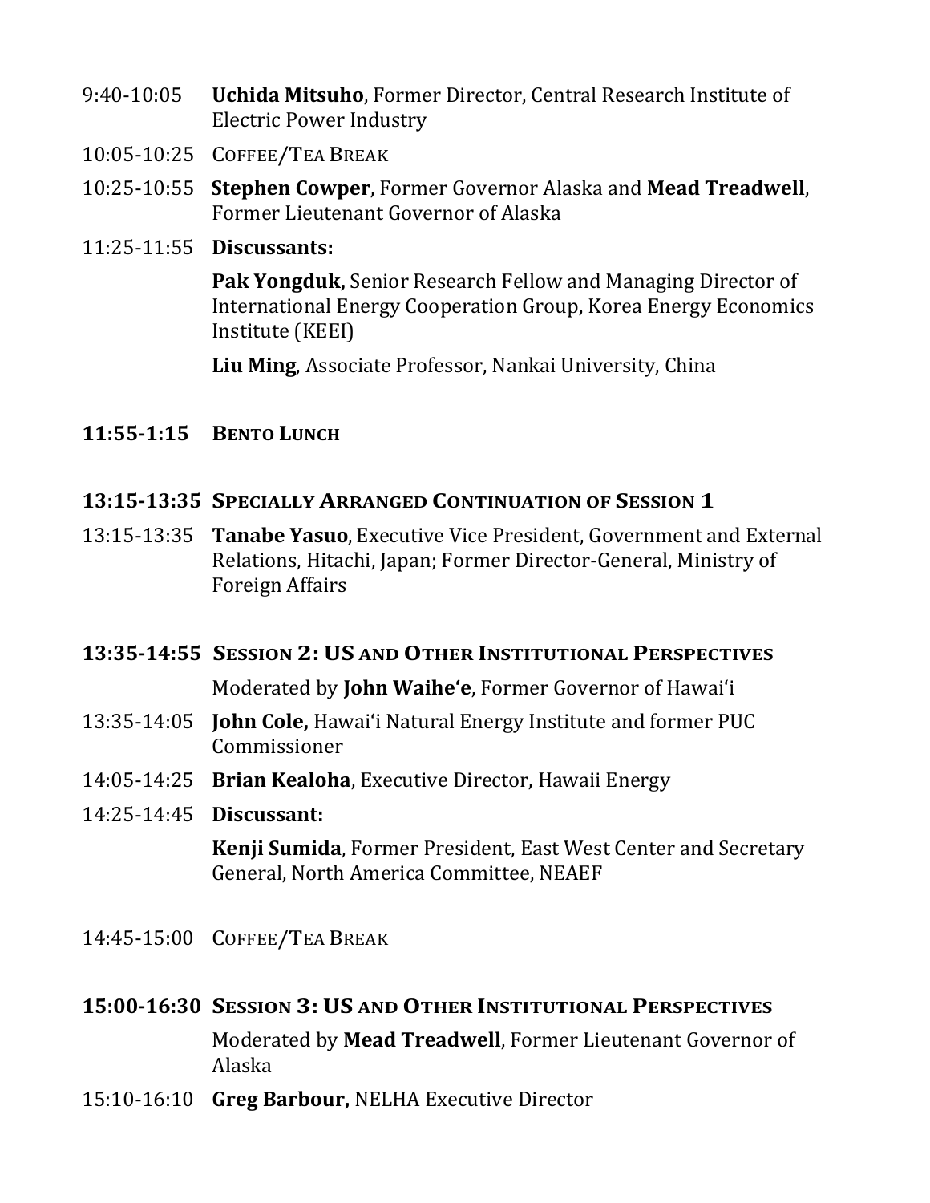9:40-10:05 **Uchida Mitsuho**, Former Director, Central Research Institute of Electric Power Industry

10:05-10:25 COFFEE/TEA BREAK

10:25-10:55 **Stephen Cowper**, Former Governor Alaska and **Mead Treadwell**, Former Lieutenant Governor of Alaska

11:25-11:55 **Discussants:**

**Pak Yongduk,** Senior Research Fellow and Managing Director of International Energy Cooperation Group, Korea Energy Economics Institute (KEEI)

**Liu Ming**, Associate Professor, Nankai University, China

**11:55-1:15 BENTO LUNCH**

**13:15-13:35 SPECIALLY ARRANGED CONTINUATION OF SESSION 1**

13:15-13:35 **Tanabe Yasuo**, Executive Vice President, Government and External Relations, Hitachi, Japan; Former Director-General, Ministry of Foreign Affairs

**13:35-14:55 SESSION 2: US AND OTHER INSTITUTIONAL PERSPECTIVES**

Moderated by **John Waiheʻe**, Former Governor of Hawaiʻi

13:35-14:05 **John Cole,** Hawaiʻi Natural Energy Institute and former PUC Commissioner

14:05-14:25 **Brian Kealoha**, Executive Director, Hawaii Energy

14:25-14:45 **Discussant:**

**Kenji Sumida**, Former President, East West Center and Secretary General, North America Committee, NEAEF

14:45-15:00 COFFEE/TEA BREAK

**15:00-16:30 SESSION 3: US AND OTHER INSTITUTIONAL PERSPECTIVES**

Moderated by **Mead Treadwell**, Former Lieutenant Governor of Alaska

15:10-16:10 **Greg Barbour,** NELHA Executive Director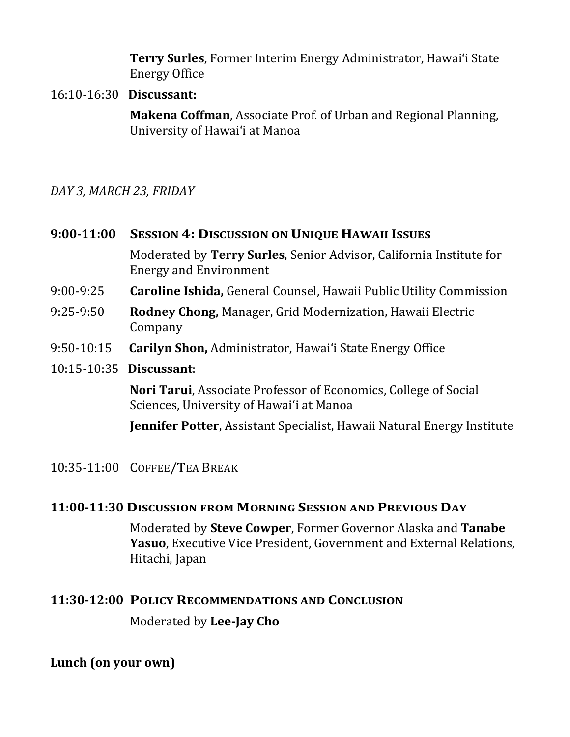**Terry Surles**, Former Interim Energy Administrator, Hawai'i State Energy Office

16:10-16:30 **Discussant:**

**Makena Coffman**, Associate Prof. of Urban and Regional Planning, University of Hawai'i at Manoa

*DAY 3, MARCH 23, FRIDAY*

**9:00-11:00 SESSION 4: DISCUSSION ON UNIQUE HAWAII ISSUES**

Moderated by **Terry Surles**, Senior Advisor, California Institute for Energy and Environment

9:00-9:25 **Caroline Ishida,** General Counsel, Hawaii Public Utility Commission

9:25-9:50 **Rodney Chong,** Manager, Grid Modernization, Hawaii Electric Company

9:50-10:15 **Carilyn Shon,** Administrator, Hawai'i State Energy Office

10:15-10:35 **Discussant**:

**Nori Tarui**, Associate Professor of Economics, College of Social Sciences, University of Hawai'i at Manoa

**Jennifer Potter**, Assistant Specialist, Hawaii Natural Energy Institute

10:35-11:00 COFFEE/TEA BREAK

**11:00-11:30 DISCUSSION FROM MORNING SESSION AND PREVIOUS DAY**

Moderated by **Steve Cowper**, Former Governor Alaska and **Tanabe Yasuo**, Executive Vice President, Government and External Relations, Hitachi, Japan

**11:30-12:00 POLICY RECOMMENDATIONS AND CONCLUSION**

Moderated by **Lee-Jay Cho**

**Lunch (on your own)**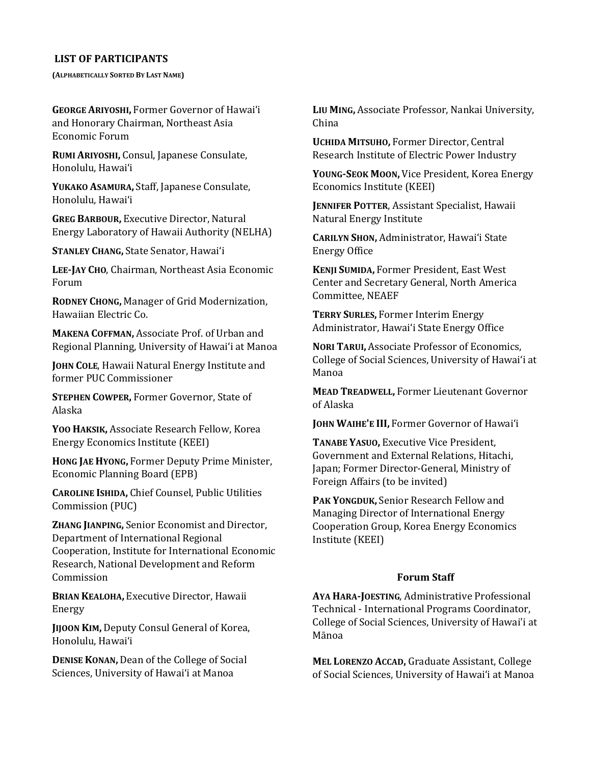## LIST OF PARTICIPANTS

**(ALPHABETICALLY SORTED BY LAST NAME)**

**GEORGE ARIYOSHI,** Former Governor of Hawaiʻi and Honorary Chairman, Northeast Asia Economic Forum

**RUMI ARIYOSHI,** Consul, Japanese Consulate, Honolulu, Hawaiʻi

**YUKAKO ASAMURA,** Staff, Japanese Consulate, Honolulu, Hawaiʻi

**GREG BARBOUR,** Executive Director, Natural Energy Laboratory of Hawaii Authority (NELHA)

**STANLEY CHANG,** State Senator, Hawaiʻi

**LEE-JAY CHO**, Chairman, Northeast Asia Economic Forum

**RODNEY CHONG,** Manager of Grid Modernization, Hawaiian Electric Co.

**MAKENA COFFMAN,** Associate Prof. of Urban and Regional Planning, University of Hawaiʻi at Manoa

**JOHN COLE**, Hawaii Natural Energy Institute and former PUC Commissioner

**STEPHEN COWPER,** Former Governor, State of Alaska

**YOO HAKSIK,** Associate Research Fellow, Korea Energy Economics Institute (KEEI)

**HONG JAE HYONG,** Former Deputy Prime Minister, Economic Planning Board (EPB)

**CAROLINE ISHIDA,** Chief Counsel, Public Utilities Commission (PUC)

**ZHANG JIANPING,** Senior Economist and Director, Department of International Regional Cooperation, Institute for International Economic Research, National Development and Reform Commission

**BRIAN KEALOHA,** Executive Director, Hawaii Energy

**JIJOON KIM,** Deputy Consul General of Korea, Honolulu, Hawaiʻi

**DENISE KONAN,** Dean of the College of Social Sciences, University of Hawaiʻi at Manoa

**LIU MING,** Associate Professor, Nankai University, China

**UCHIDA MITSUHO,** Former Director, Central Research Institute of Electric Power Industry

**YOUNG-SEOK MOON,** Vice President, Korea Energy Economics Institute (KEEI)

**JENNIFER POTTER**, Assistant Specialist, Hawaii Natural Energy Institute

**CARILYN SHON,** Administrator, Hawaiʻi State Energy Office

**KENJI SUMIDA,** Former President, East West Center and Secretary General, North America Committee, NEAEF

**TERRY SURLES,** Former Interim Energy Administrator, Hawaiʻi State Energy Office

**NORI TARUI,** Associate Professor of Economics, College of Social Sciences, University of Hawaiʻi at Manoa

**MEAD TREADWELL,** Former Lieutenant Governor of Alaska

**JOHN WAIHE'E III,** Former Governor of Hawaiʻi

**TANABE YASUO,** Executive Vice President, Government and External Relations, Hitachi, Japan; Former Director-General, Ministry of Foreign Affairs (to be invited)

**PAK YONGDUK,** Senior Research Fellow and Managing Director of International Energy Cooperation Group, Korea Energy Economics Institute (KEEI)

### Forum Staff

**AYA HARA-JOESTING**, Administrative Professional Technical - International Programs Coordinator, College of Social Sciences, University of Hawai'i at Mānoa

**MEL LORENZO ACCAD,** Graduate Assistant, College of Social Sciences, University of Hawaiʻi at Manoa